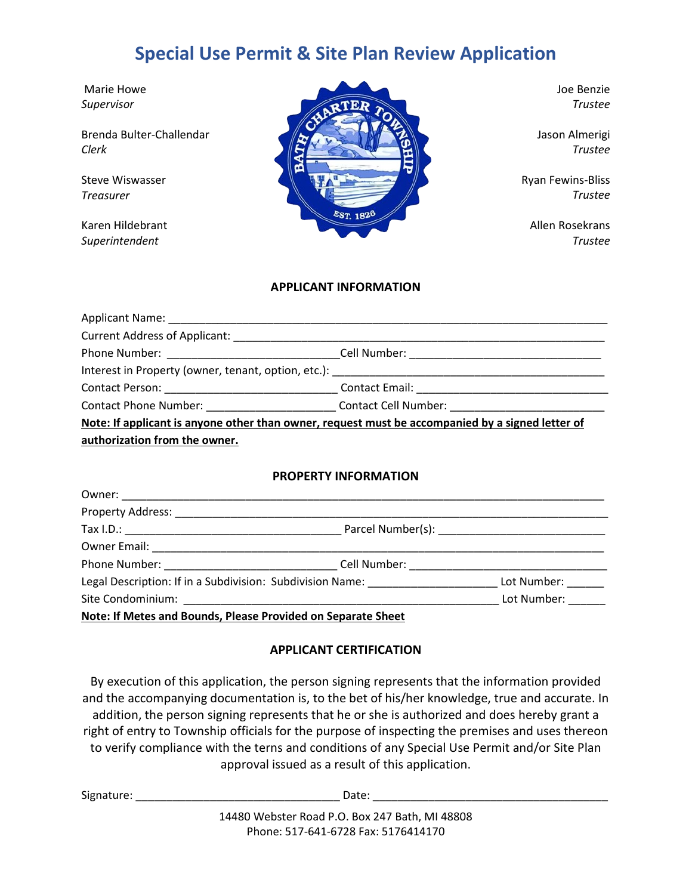# Special Use Permit & Site Plan Review Application

Marie Howe
*Supervisor*

Brenda Bulter-Challendar
*Clerk*

Steve Wiswasser
*Treasurer*

Karen Hildebrant
*Superintendent*

Joe Benzie
*Trustee*

Jason Almerigi
*Trustee*

Ryan Fewins-Bliss
*Trustee*

Allen Rosekrans
*Trustee*

## APPLICANT INFORMATION

Applicant Name: ______________________________________________________________________

Current Address of Applicant: _______________________________________________________________

Phone Number: ___________________________ Cell Number: _____________________________

Interest in Property (owner, tenant, option, etc.): ___________________________________________

Contact Person: ___________________________ Contact Email: _____________________________

Contact Phone Number: ____________________ Contact Cell Number: ________________________

**Note: If applicant is anyone other than owner, request must be accompanied by a signed letter of authorization from the owner.**

## PROPERTY INFORMATION

Owner: _________________________________________________________________________

Property Address: _________________________________________________________________

Tax I.D.: _________________________________ Parcel Number(s): __________________________

Owner Email: _____________________________________________________________________

Phone Number: ___________________________ Cell Number: ______________________________

Legal Description: If in a Subdivision: Subdivision Name: ____________________ Lot Number: ______

Site Condominium: __________________________________________________ Lot Number: ______

**Note: If Metes and Bounds, Please Provided on Separate Sheet**

## APPLICANT CERTIFICATION

By execution of this application, the person signing represents that the information provided and the accompanying documentation is, to the bet of his/her knowledge, true and accurate. In addition, the person signing represents that he or she is authorized and does hereby grant a right of entry to Township officials for the purpose of inspecting the premises and uses thereon to verify compliance with the terns and conditions of any Special Use Permit and/or Site Plan approval issued as a result of this application.

Signature: ________________________________ Date: _____________________________________

14480 Webster Road P.O. Box 247 Bath, MI 48808
Phone: 517-641-6728 Fax: 5176414170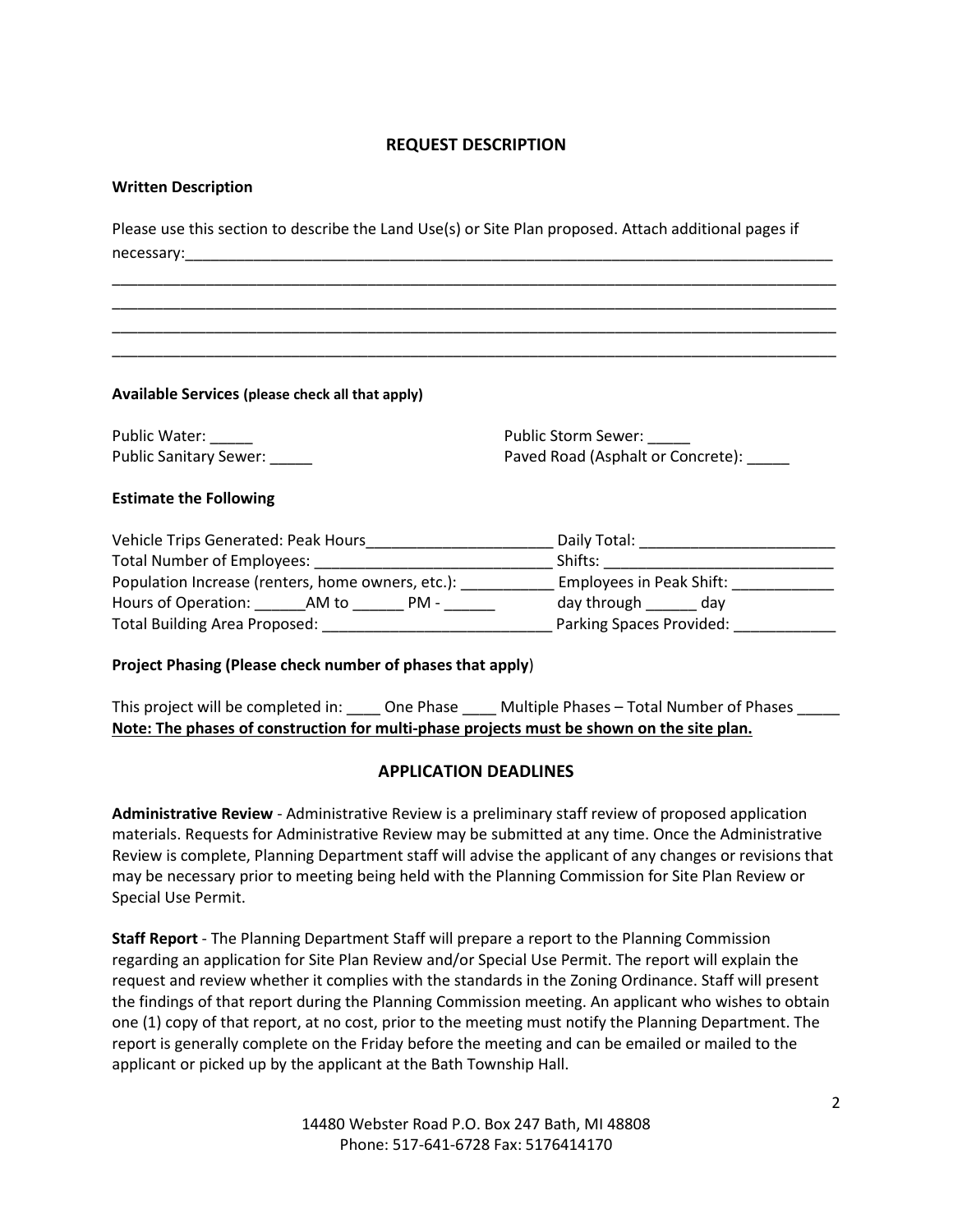## REQUEST DESCRIPTION

**Written Description**

Please use this section to describe the Land Use(s) or Site Plan proposed. Attach additional pages if necessary:______________________________________________________________________________

_____________________________________________________________________________________________

_____________________________________________________________________________________________

_____________________________________________________________________________________________

_____________________________________________________________________________________________

**Available Services (please check all that apply)**

Public Water: _____

Public Sanitary Sewer: _____

Public Storm Sewer: _____

Paved Road (Asphalt or Concrete): _____

**Estimate the Following**

Vehicle Trips Generated: Peak Hours______________________ Daily Total: _______________________

Total Number of Employees: ___________________________ Shifts: __________________________

Population Increase (renters, home owners, etc.): ___________ Employees in Peak Shift: ____________

Hours of Operation: ______AM to ______ PM - ______ day through ______ day

Total Building Area Proposed: ___________________________ Parking Spaces Provided: ____________

**Project Phasing (Please check number of phases that apply**)

This project will be completed in: ____ One Phase ____ Multiple Phases – Total Number of Phases _____

**<u>Note: The phases of construction for multi-phase projects must be shown on the site plan.</u>**

## APPLICATION DEADLINES

**Administrative Review** - Administrative Review is a preliminary staff review of proposed application materials. Requests for Administrative Review may be submitted at any time. Once the Administrative Review is complete, Planning Department staff will advise the applicant of any changes or revisions that may be necessary prior to meeting being held with the Planning Commission for Site Plan Review or Special Use Permit.

**Staff Report** - The Planning Department Staff will prepare a report to the Planning Commission regarding an application for Site Plan Review and/or Special Use Permit. The report will explain the request and review whether it complies with the standards in the Zoning Ordinance. Staff will present the findings of that report during the Planning Commission meeting. An applicant who wishes to obtain one (1) copy of that report, at no cost, prior to the meeting must notify the Planning Department. The report is generally complete on the Friday before the meeting and can be emailed or mailed to the applicant or picked up by the applicant at the Bath Township Hall.

14480 Webster Road P.O. Box 247 Bath, MI 48808
Phone: 517-641-6728 Fax: 5176414170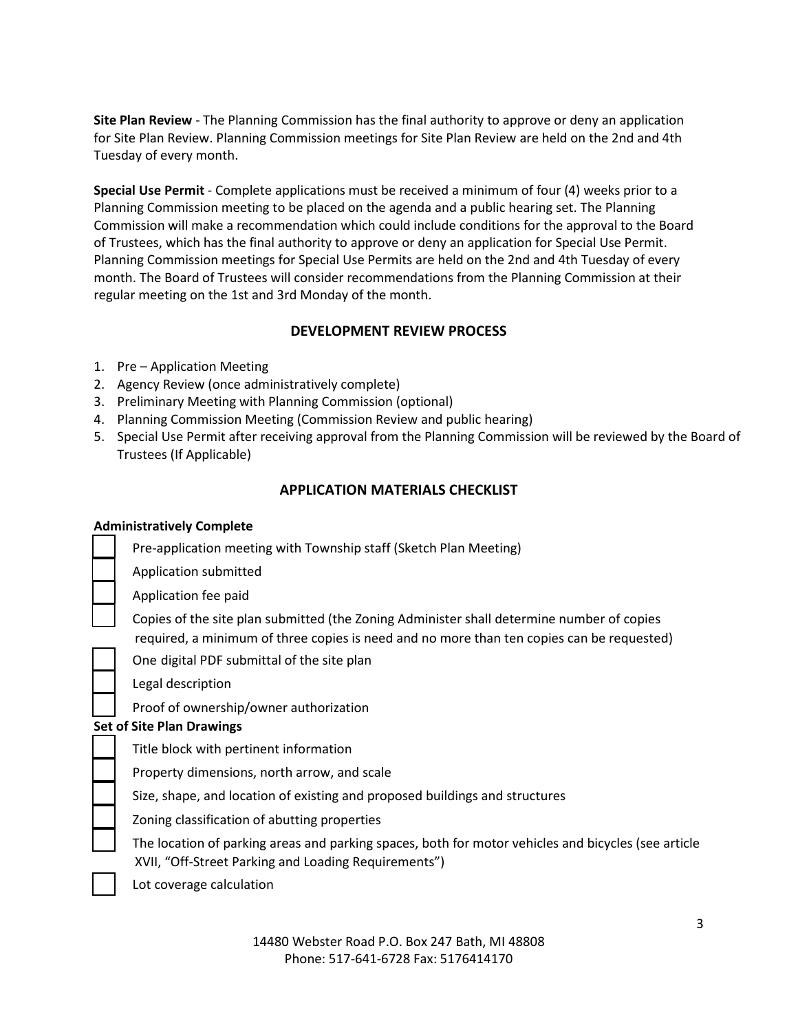**Site Plan Review** - The Planning Commission has the final authority to approve or deny an application for Site Plan Review. Planning Commission meetings for Site Plan Review are held on the 2nd and 4th Tuesday of every month.

**Special Use Permit** - Complete applications must be received a minimum of four (4) weeks prior to a Planning Commission meeting to be placed on the agenda and a public hearing set. The Planning Commission will make a recommendation which could include conditions for the approval to the Board of Trustees, which has the final authority to approve or deny an application for Special Use Permit. Planning Commission meetings for Special Use Permits are held on the 2nd and 4th Tuesday of every month. The Board of Trustees will consider recommendations from the Planning Commission at their regular meeting on the 1st and 3rd Monday of the month.

## DEVELOPMENT REVIEW PROCESS

1. Pre – Application Meeting
2. Agency Review (once administratively complete)
3. Preliminary Meeting with Planning Commission (optional)
4. Planning Commission Meeting (Commission Review and public hearing)
5. Special Use Permit after receiving approval from the Planning Commission will be reviewed by the Board of Trustees (If Applicable)

## APPLICATION MATERIALS CHECKLIST

**Administratively Complete**

- [ ] Pre-application meeting with Township staff (Sketch Plan Meeting)
- [ ] Application submitted
- [ ] Application fee paid
- [ ] Copies of the site plan submitted (the Zoning Administer shall determine number of copies required, a minimum of three copies is need and no more than ten copies can be requested)
- [ ] One digital PDF submittal of the site plan
- [ ] Legal description
- [ ] Proof of ownership/owner authorization

**Set of Site Plan Drawings**

- [ ] Title block with pertinent information
- [ ] Property dimensions, north arrow, and scale
- [ ] Size, shape, and location of existing and proposed buildings and structures
- [ ] Zoning classification of abutting properties
- [ ] The location of parking areas and parking spaces, both for motor vehicles and bicycles (see article XVII, "Off-Street Parking and Loading Requirements")
- [ ] Lot coverage calculation

14480 Webster Road P.O. Box 247 Bath, MI 48808
Phone: 517-641-6728 Fax: 5176414170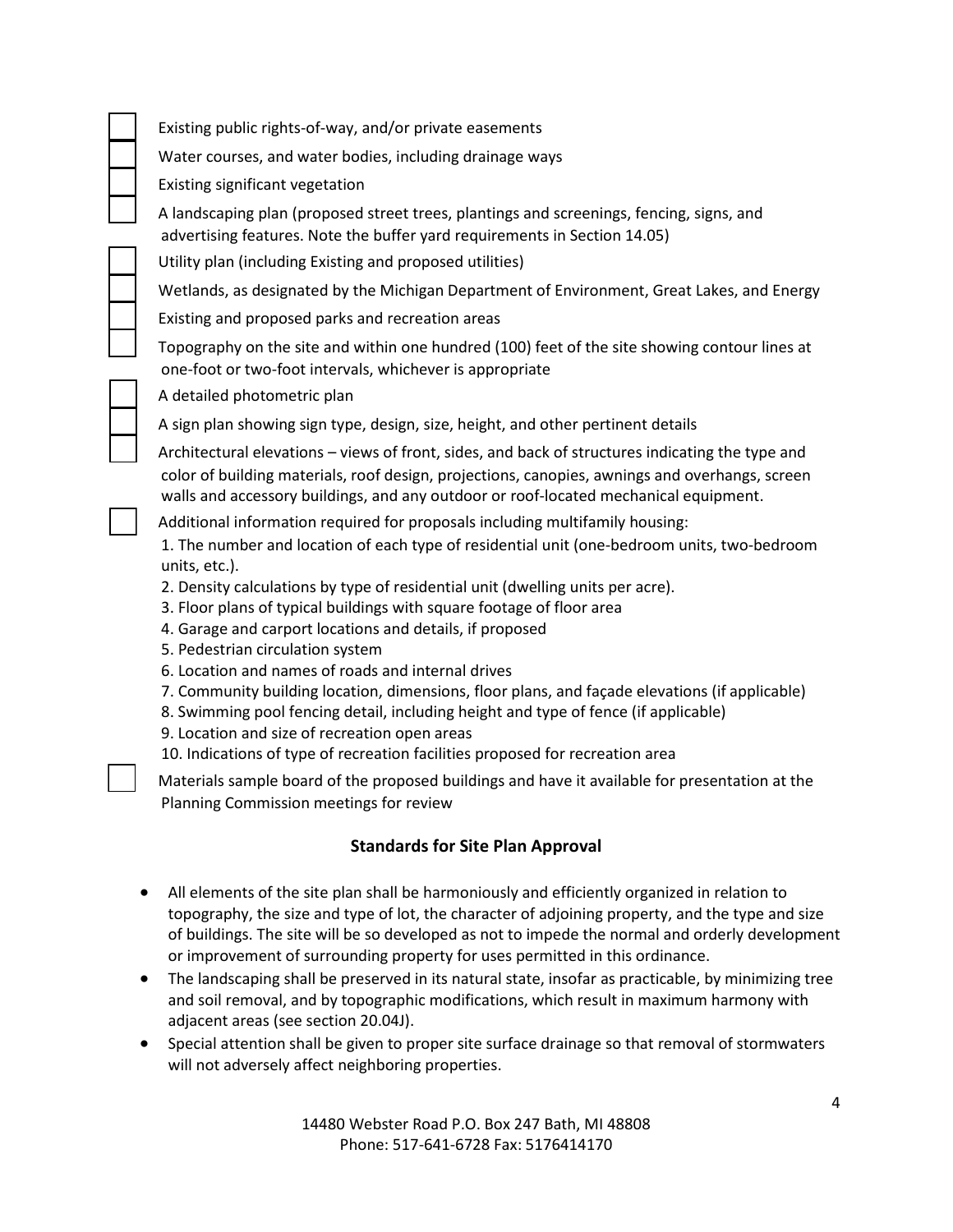- [ ] Existing public rights-of-way, and/or private easements
- [ ] Water courses, and water bodies, including drainage ways
- [ ] Existing significant vegetation
- [ ] A landscaping plan (proposed street trees, plantings and screenings, fencing, signs, and advertising features. Note the buffer yard requirements in Section 14.05)
- [ ] Utility plan (including Existing and proposed utilities)
- [ ] Wetlands, as designated by the Michigan Department of Environment, Great Lakes, and Energy
- [ ] Existing and proposed parks and recreation areas
- [ ] Topography on the site and within one hundred (100) feet of the site showing contour lines at one-foot or two-foot intervals, whichever is appropriate
- [ ] A detailed photometric plan
- [ ] A sign plan showing sign type, design, size, height, and other pertinent details
- [ ] Architectural elevations – views of front, sides, and back of structures indicating the type and color of building materials, roof design, projections, canopies, awnings and overhangs, screen walls and accessory buildings, and any outdoor or roof-located mechanical equipment.
- [ ] Additional information required for proposals including multifamily housing:
  1. The number and location of each type of residential unit (one-bedroom units, two-bedroom units, etc.).
  2. Density calculations by type of residential unit (dwelling units per acre).
  3. Floor plans of typical buildings with square footage of floor area
  4. Garage and carport locations and details, if proposed
  5. Pedestrian circulation system
  6. Location and names of roads and internal drives
  7. Community building location, dimensions, floor plans, and façade elevations (if applicable)
  8. Swimming pool fencing detail, including height and type of fence (if applicable)
  9. Location and size of recreation open areas
  10. Indications of type of recreation facilities proposed for recreation area
- [ ] Materials sample board of the proposed buildings and have it available for presentation at the Planning Commission meetings for review

## Standards for Site Plan Approval

- All elements of the site plan shall be harmoniously and efficiently organized in relation to topography, the size and type of lot, the character of adjoining property, and the type and size of buildings. The site will be so developed as not to impede the normal and orderly development or improvement of surrounding property for uses permitted in this ordinance.
- The landscaping shall be preserved in its natural state, insofar as practicable, by minimizing tree and soil removal, and by topographic modifications, which result in maximum harmony with adjacent areas (see section 20.04J).
- Special attention shall be given to proper site surface drainage so that removal of stormwaters will not adversely affect neighboring properties.

14480 Webster Road P.O. Box 247 Bath, MI 48808
Phone: 517-641-6728 Fax: 5176414170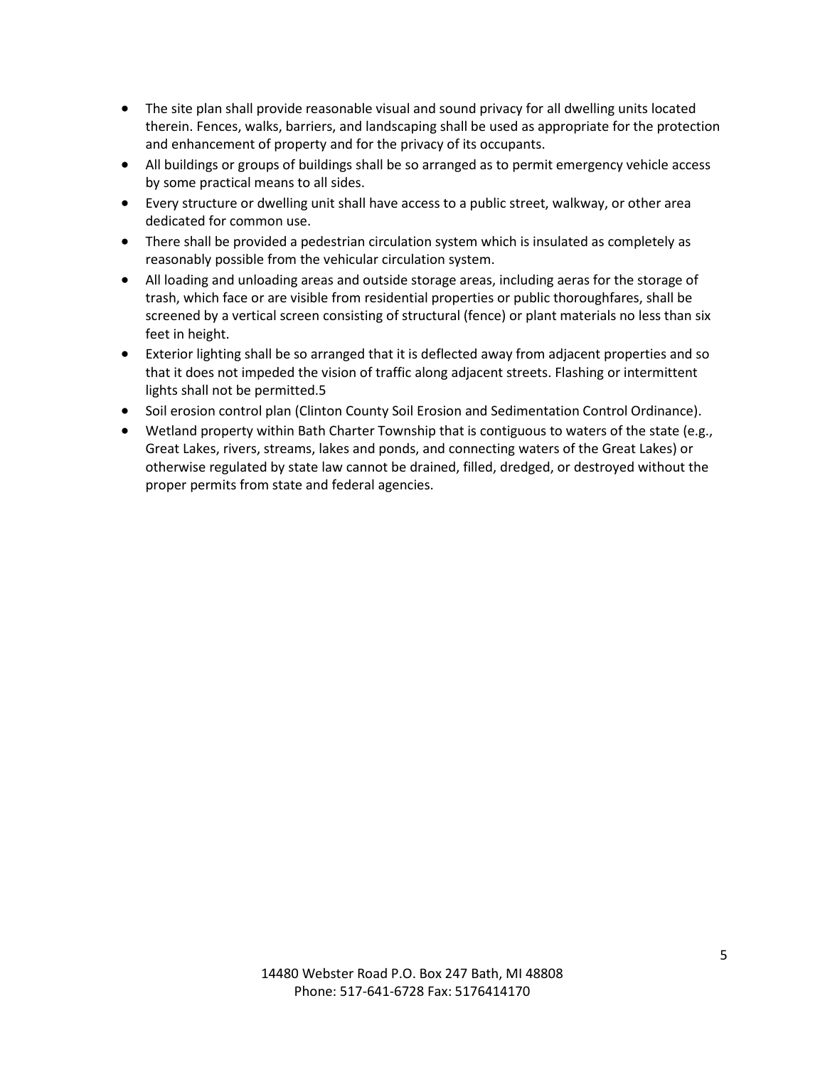- The site plan shall provide reasonable visual and sound privacy for all dwelling units located therein. Fences, walks, barriers, and landscaping shall be used as appropriate for the protection and enhancement of property and for the privacy of its occupants.
- All buildings or groups of buildings shall be so arranged as to permit emergency vehicle access by some practical means to all sides.
- Every structure or dwelling unit shall have access to a public street, walkway, or other area dedicated for common use.
- There shall be provided a pedestrian circulation system which is insulated as completely as reasonably possible from the vehicular circulation system.
- All loading and unloading areas and outside storage areas, including aeras for the storage of trash, which face or are visible from residential properties or public thoroughfares, shall be screened by a vertical screen consisting of structural (fence) or plant materials no less than six feet in height.
- Exterior lighting shall be so arranged that it is deflected away from adjacent properties and so that it does not impeded the vision of traffic along adjacent streets. Flashing or intermittent lights shall not be permitted.5
- Soil erosion control plan (Clinton County Soil Erosion and Sedimentation Control Ordinance).
- Wetland property within Bath Charter Township that is contiguous to waters of the state (e.g., Great Lakes, rivers, streams, lakes and ponds, and connecting waters of the Great Lakes) or otherwise regulated by state law cannot be drained, filled, dredged, or destroyed without the proper permits from state and federal agencies.

14480 Webster Road P.O. Box 247 Bath, MI 48808
Phone: 517-641-6728 Fax: 5176414170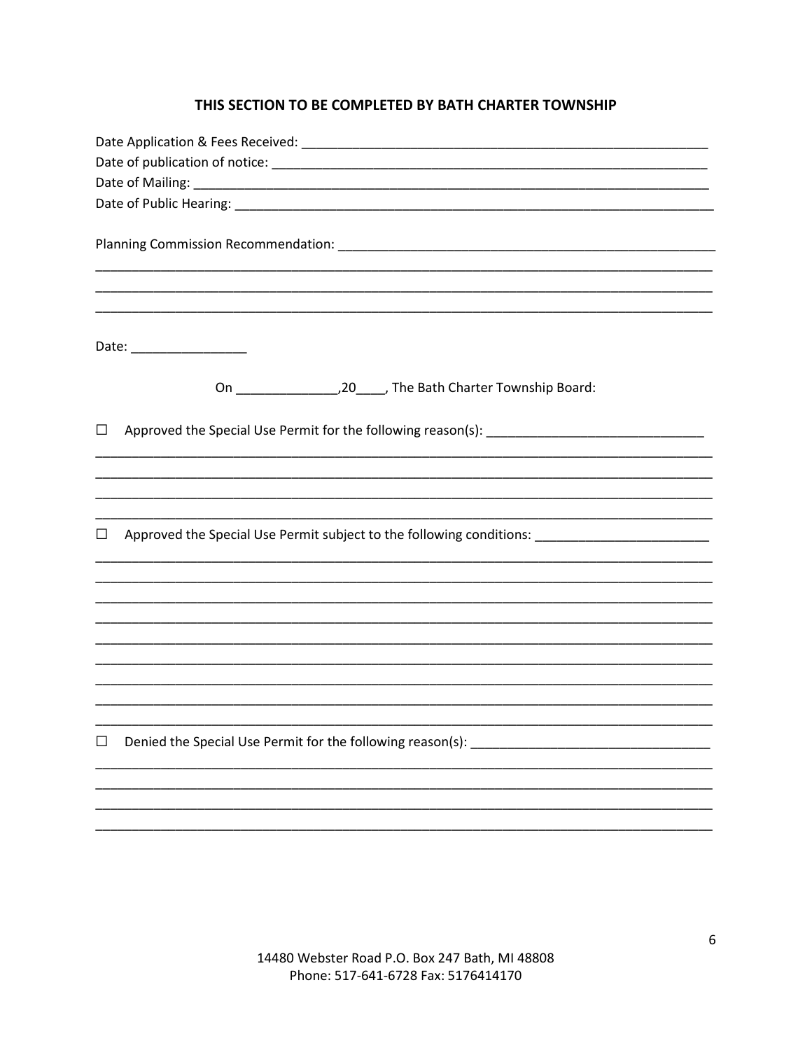**THIS SECTION TO BE COMPLETED BY BATH CHARTER TOWNSHIP**

Date Application & Fees Received: ___________________________________________________________

Date of publication of notice: _______________________________________________________________

Date of Mailing: _______________________________________________________________________

Date of Public Hearing: ____________________________________________________________________

Planning Commission Recommendation: ______________________________________________________

___________________________________________________________________________________________

___________________________________________________________________________________________

___________________________________________________________________________________________

Date: _________________

On ______________,20____, The Bath Charter Township Board:

☐ Approved the Special Use Permit for the following reason(s): ______________________________

___________________________________________________________________________________________

___________________________________________________________________________________________

___________________________________________________________________________________________

___________________________________________________________________________________________

☐ Approved the Special Use Permit subject to the following conditions: _______________________

___________________________________________________________________________________________

___________________________________________________________________________________________

___________________________________________________________________________________________

___________________________________________________________________________________________

___________________________________________________________________________________________

___________________________________________________________________________________________

___________________________________________________________________________________________

___________________________________________________________________________________________

___________________________________________________________________________________________

☐ Denied the Special Use Permit for the following reason(s): ________________________________

___________________________________________________________________________________________

___________________________________________________________________________________________

___________________________________________________________________________________________

___________________________________________________________________________________________

14480 Webster Road P.O. Box 247 Bath, MI 48808
Phone: 517-641-6728 Fax: 5176414170